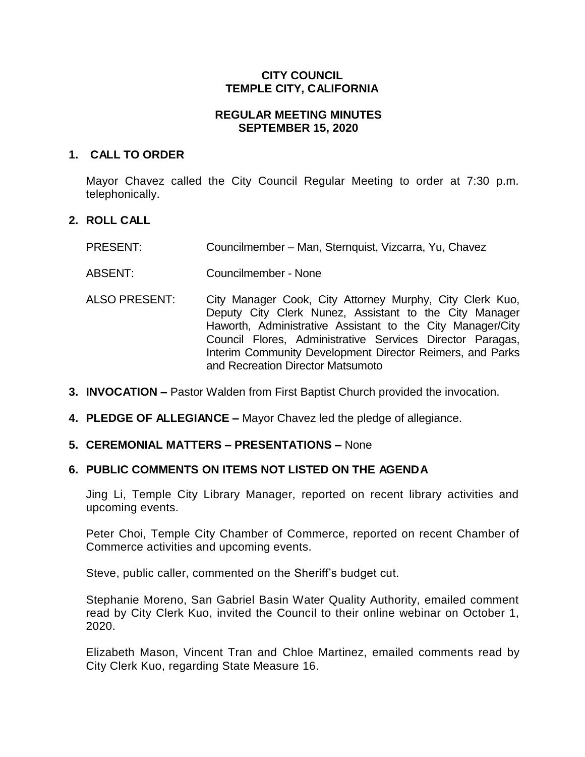# CITY COUNCIL
# TEMPLE CITY, CALIFORNIA

## REGULAR MEETING MINUTES
## SEPTEMBER 15, 2020

**1. CALL TO ORDER**

Mayor Chavez called the City Council Regular Meeting to order at 7:30 p.m. telephonically.

**2. ROLL CALL**

| | |
|---|---|
| PRESENT: | Councilmember – Man, Sternquist, Vizcarra, Yu, Chavez |
| ABSENT: | Councilmember - None |
| ALSO PRESENT: | City Manager Cook, City Attorney Murphy, City Clerk Kuo, Deputy City Clerk Nunez, Assistant to the City Manager Haworth, Administrative Assistant to the City Manager/City Council Flores, Administrative Services Director Paragas, Interim Community Development Director Reimers, and Parks and Recreation Director Matsumoto |

**3. INVOCATION –** Pastor Walden from First Baptist Church provided the invocation.

**4. PLEDGE OF ALLEGIANCE –** Mayor Chavez led the pledge of allegiance.

**5. CEREMONIAL MATTERS – PRESENTATIONS –** None

**6. PUBLIC COMMENTS ON ITEMS NOT LISTED ON THE AGENDA**

Jing Li, Temple City Library Manager, reported on recent library activities and upcoming events.

Peter Choi, Temple City Chamber of Commerce, reported on recent Chamber of Commerce activities and upcoming events.

Steve, public caller, commented on the Sheriff's budget cut.

Stephanie Moreno, San Gabriel Basin Water Quality Authority, emailed comment read by City Clerk Kuo, invited the Council to their online webinar on October 1, 2020.

Elizabeth Mason, Vincent Tran and Chloe Martinez, emailed comments read by City Clerk Kuo, regarding State Measure 16.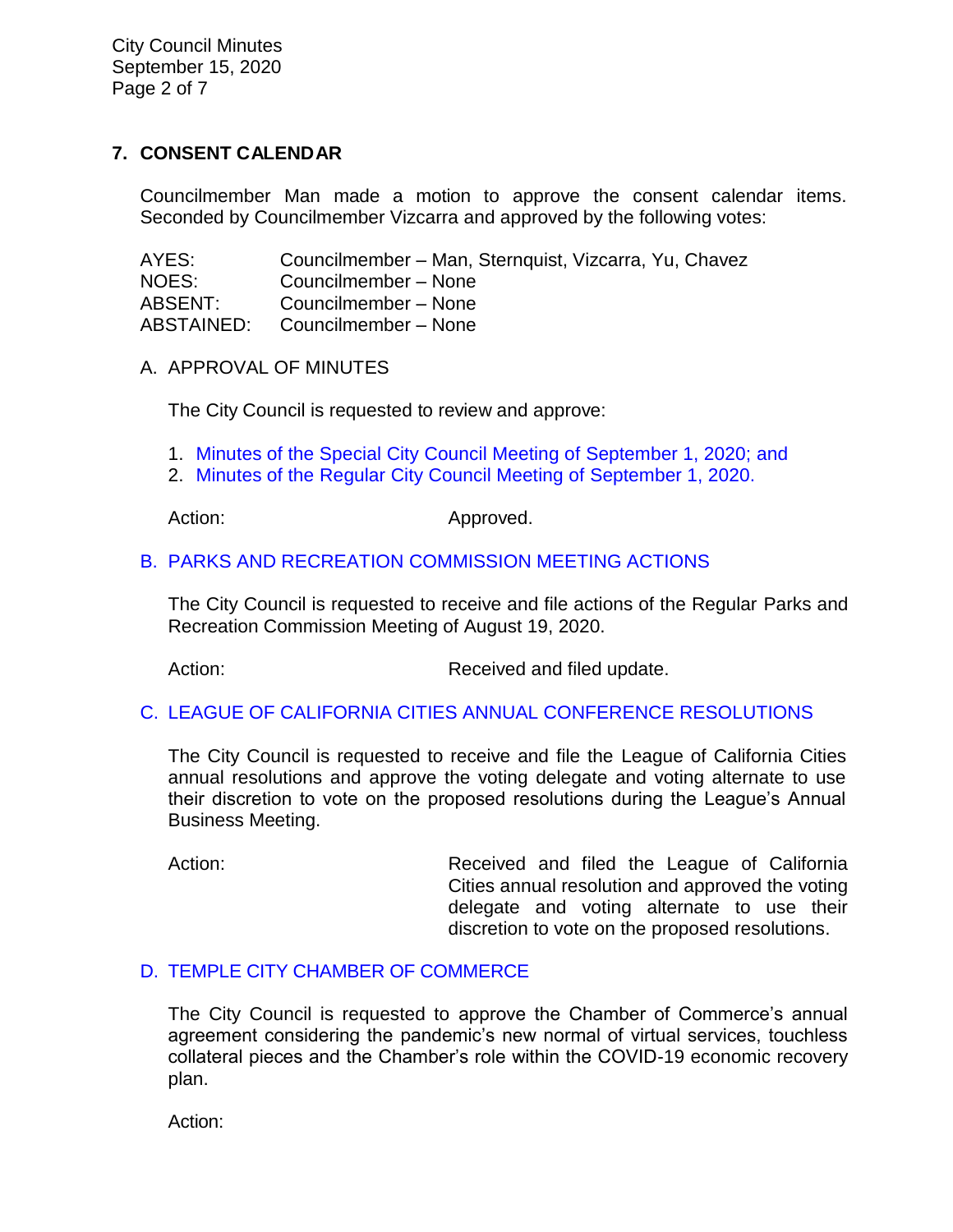## 7. CONSENT CALENDAR

Councilmember Man made a motion to approve the consent calendar items. Seconded by Councilmember Vizcarra and approved by the following votes:

| | |
|---|---|
| AYES: | Councilmember – Man, Sternquist, Vizcarra, Yu, Chavez |
| NOES: | Councilmember – None |
| ABSENT: | Councilmember – None |
| ABSTAINED: | Councilmember – None |

### A. APPROVAL OF MINUTES

The City Council is requested to review and approve:

1. Minutes of the Special City Council Meeting of September 1, 2020; and
2. Minutes of the Regular City Council Meeting of September 1, 2020.

Action: Approved.

### B. PARKS AND RECREATION COMMISSION MEETING ACTIONS

The City Council is requested to receive and file actions of the Regular Parks and Recreation Commission Meeting of August 19, 2020.

Action: Received and filed update.

### C. LEAGUE OF CALIFORNIA CITIES ANNUAL CONFERENCE RESOLUTIONS

The City Council is requested to receive and file the League of California Cities annual resolutions and approve the voting delegate and voting alternate to use their discretion to vote on the proposed resolutions during the League's Annual Business Meeting.

Action: Received and filed the League of California Cities annual resolution and approved the voting delegate and voting alternate to use their discretion to vote on the proposed resolutions.

### D. TEMPLE CITY CHAMBER OF COMMERCE

The City Council is requested to approve the Chamber of Commerce's annual agreement considering the pandemic's new normal of virtual services, touchless collateral pieces and the Chamber's role within the COVID-19 economic recovery plan.

Action: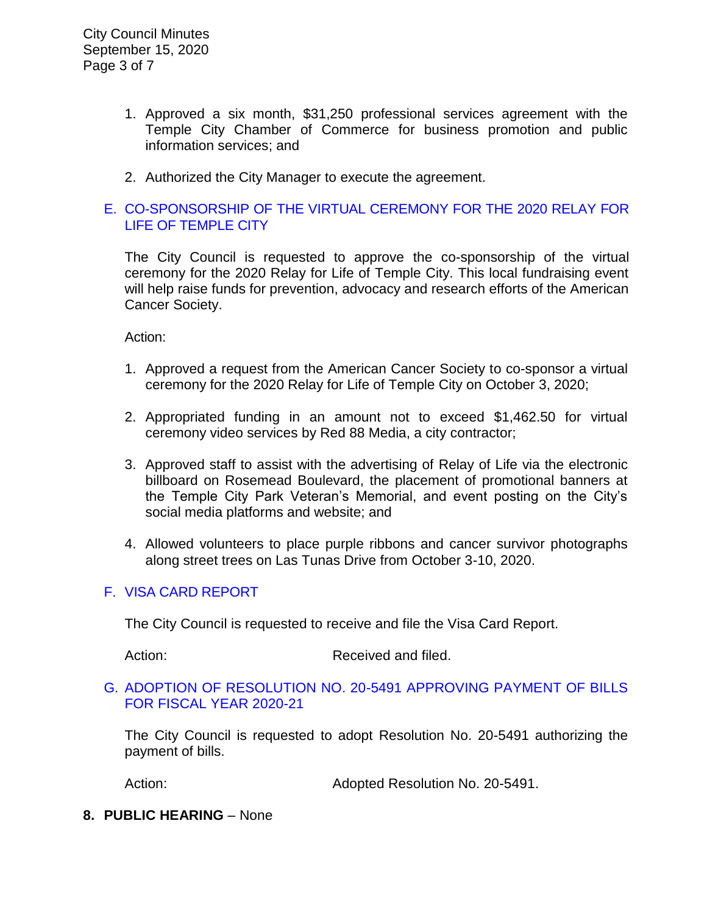1. Approved a six month, $31,250 professional services agreement with the Temple City Chamber of Commerce for business promotion and public information services; and

2. Authorized the City Manager to execute the agreement.

E. CO-SPONSORSHIP OF THE VIRTUAL CEREMONY FOR THE 2020 RELAY FOR LIFE OF TEMPLE CITY

The City Council is requested to approve the co-sponsorship of the virtual ceremony for the 2020 Relay for Life of Temple City. This local fundraising event will help raise funds for prevention, advocacy and research efforts of the American Cancer Society.

Action:

1. Approved a request from the American Cancer Society to co-sponsor a virtual ceremony for the 2020 Relay for Life of Temple City on October 3, 2020;

2. Appropriated funding in an amount not to exceed $1,462.50 for virtual ceremony video services by Red 88 Media, a city contractor;

3. Approved staff to assist with the advertising of Relay of Life via the electronic billboard on Rosemead Boulevard, the placement of promotional banners at the Temple City Park Veteran's Memorial, and event posting on the City's social media platforms and website; and

4. Allowed volunteers to place purple ribbons and cancer survivor photographs along street trees on Las Tunas Drive from October 3-10, 2020.

F. VISA CARD REPORT

The City Council is requested to receive and file the Visa Card Report.

Action: Received and filed.

G. ADOPTION OF RESOLUTION NO. 20-5491 APPROVING PAYMENT OF BILLS FOR FISCAL YEAR 2020-21

The City Council is requested to adopt Resolution No. 20-5491 authorizing the payment of bills.

Action: Adopted Resolution No. 20-5491.

**8. PUBLIC HEARING** – None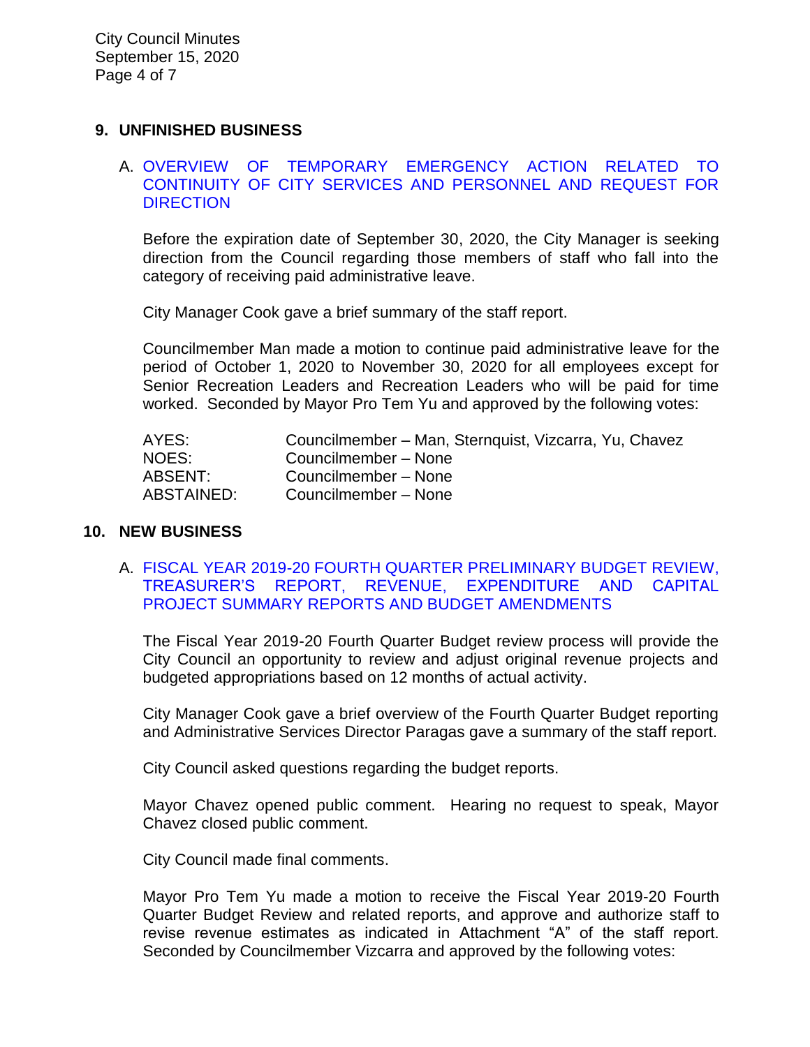## 9. UNFINISHED BUSINESS

A. OVERVIEW OF TEMPORARY EMERGENCY ACTION RELATED TO CONTINUITY OF CITY SERVICES AND PERSONNEL AND REQUEST FOR DIRECTION

Before the expiration date of September 30, 2020, the City Manager is seeking direction from the Council regarding those members of staff who fall into the category of receiving paid administrative leave.

City Manager Cook gave a brief summary of the staff report.

Councilmember Man made a motion to continue paid administrative leave for the period of October 1, 2020 to November 30, 2020 for all employees except for Senior Recreation Leaders and Recreation Leaders who will be paid for time worked. Seconded by Mayor Pro Tem Yu and approved by the following votes:

| | |
|---|---|
| AYES: | Councilmember – Man, Sternquist, Vizcarra, Yu, Chavez |
| NOES: | Councilmember – None |
| ABSENT: | Councilmember – None |
| ABSTAINED: | Councilmember – None |

## 10. NEW BUSINESS

A. FISCAL YEAR 2019-20 FOURTH QUARTER PRELIMINARY BUDGET REVIEW, TREASURER'S REPORT, REVENUE, EXPENDITURE AND CAPITAL PROJECT SUMMARY REPORTS AND BUDGET AMENDMENTS

The Fiscal Year 2019-20 Fourth Quarter Budget review process will provide the City Council an opportunity to review and adjust original revenue projects and budgeted appropriations based on 12 months of actual activity.

City Manager Cook gave a brief overview of the Fourth Quarter Budget reporting and Administrative Services Director Paragas gave a summary of the staff report.

City Council asked questions regarding the budget reports.

Mayor Chavez opened public comment. Hearing no request to speak, Mayor Chavez closed public comment.

City Council made final comments.

Mayor Pro Tem Yu made a motion to receive the Fiscal Year 2019-20 Fourth Quarter Budget Review and related reports, and approve and authorize staff to revise revenue estimates as indicated in Attachment "A" of the staff report. Seconded by Councilmember Vizcarra and approved by the following votes: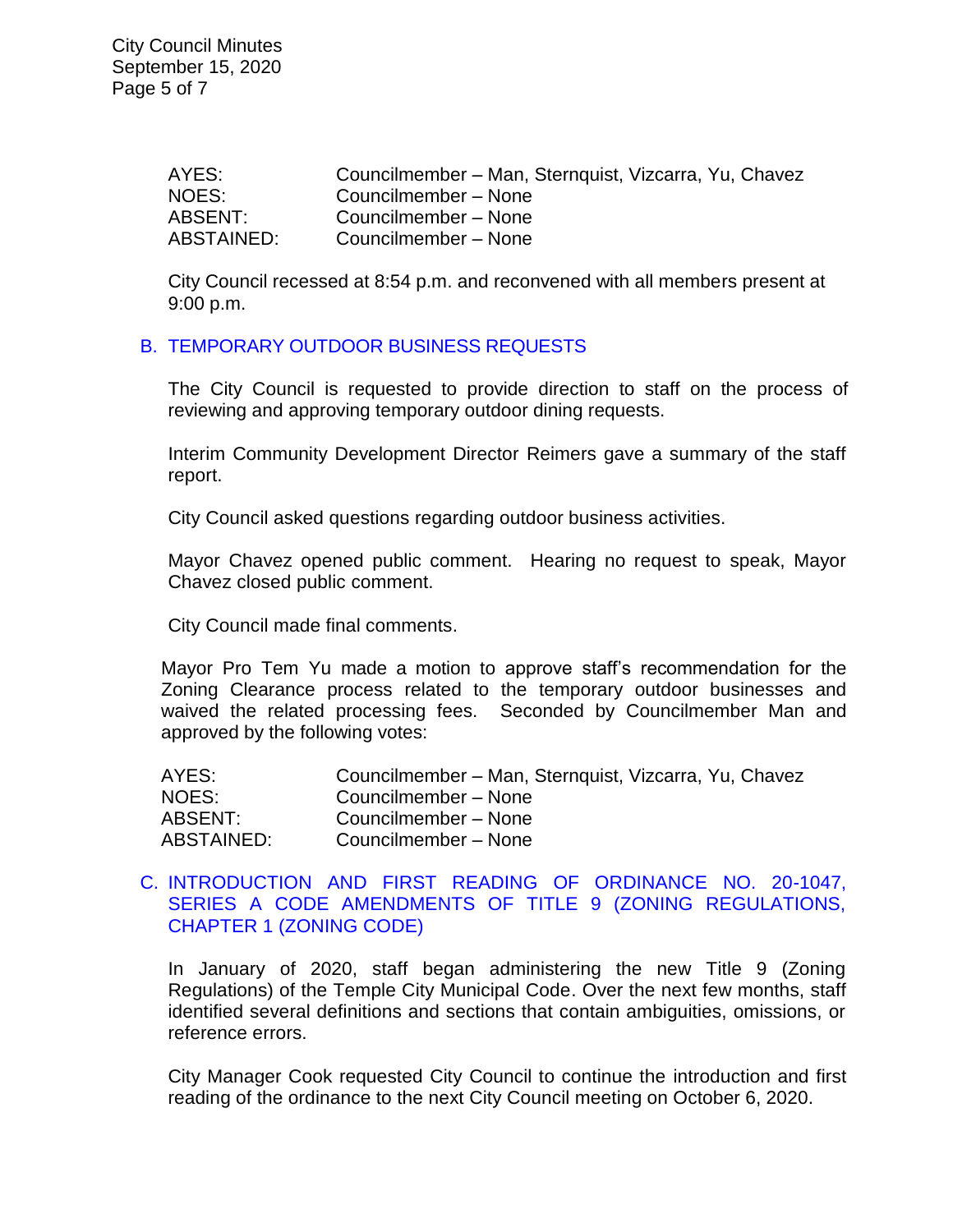| | |
|---|---|
| AYES: | Councilmember – Man, Sternquist, Vizcarra, Yu, Chavez |
| NOES: | Councilmember – None |
| ABSENT: | Councilmember – None |
| ABSTAINED: | Councilmember – None |

City Council recessed at 8:54 p.m. and reconvened with all members present at 9:00 p.m.

## B. TEMPORARY OUTDOOR BUSINESS REQUESTS

The City Council is requested to provide direction to staff on the process of reviewing and approving temporary outdoor dining requests.

Interim Community Development Director Reimers gave a summary of the staff report.

City Council asked questions regarding outdoor business activities.

Mayor Chavez opened public comment. Hearing no request to speak, Mayor Chavez closed public comment.

City Council made final comments.

Mayor Pro Tem Yu made a motion to approve staff's recommendation for the Zoning Clearance process related to the temporary outdoor businesses and waived the related processing fees. Seconded by Councilmember Man and approved by the following votes:

| | |
|---|---|
| AYES: | Councilmember – Man, Sternquist, Vizcarra, Yu, Chavez |
| NOES: | Councilmember – None |
| ABSENT: | Councilmember – None |
| ABSTAINED: | Councilmember – None |

## C. INTRODUCTION AND FIRST READING OF ORDINANCE NO. 20-1047, SERIES A CODE AMENDMENTS OF TITLE 9 (ZONING REGULATIONS, CHAPTER 1 (ZONING CODE)

In January of 2020, staff began administering the new Title 9 (Zoning Regulations) of the Temple City Municipal Code. Over the next few months, staff identified several definitions and sections that contain ambiguities, omissions, or reference errors.

City Manager Cook requested City Council to continue the introduction and first reading of the ordinance to the next City Council meeting on October 6, 2020.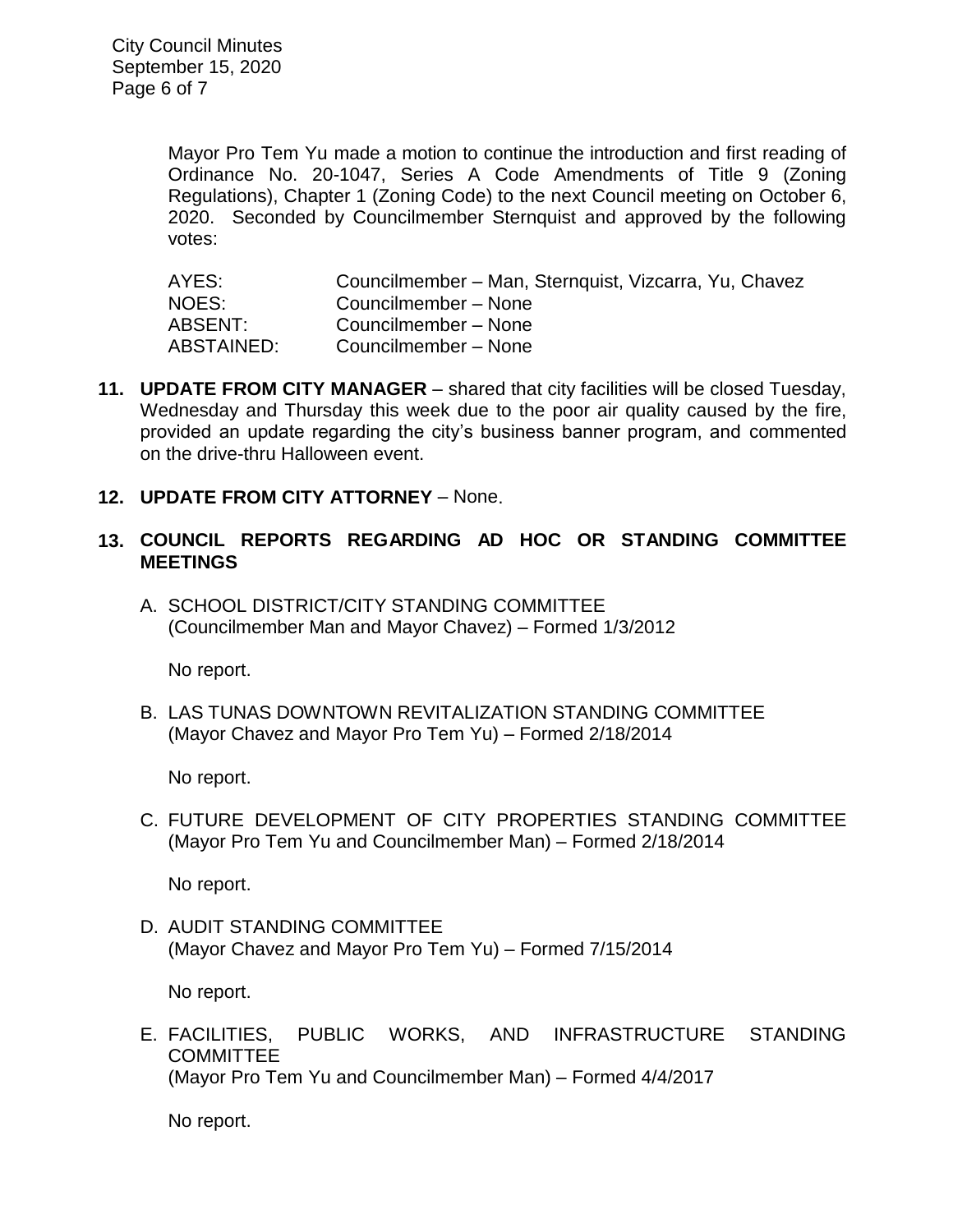Mayor Pro Tem Yu made a motion to continue the introduction and first reading of Ordinance No. 20-1047, Series A Code Amendments of Title 9 (Zoning Regulations), Chapter 1 (Zoning Code) to the next Council meeting on October 6, 2020. Seconded by Councilmember Sternquist and approved by the following votes:

| | |
|---|---|
| AYES: | Councilmember – Man, Sternquist, Vizcarra, Yu, Chavez |
| NOES: | Councilmember – None |
| ABSENT: | Councilmember – None |
| ABSTAINED: | Councilmember – None |

11. **UPDATE FROM CITY MANAGER** – shared that city facilities will be closed Tuesday, Wednesday and Thursday this week due to the poor air quality caused by the fire, provided an update regarding the city's business banner program, and commented on the drive-thru Halloween event.

12. **UPDATE FROM CITY ATTORNEY** – None.

13. **COUNCIL REPORTS REGARDING AD HOC OR STANDING COMMITTEE MEETINGS**

    A. SCHOOL DISTRICT/CITY STANDING COMMITTEE
    (Councilmember Man and Mayor Chavez) – Formed 1/3/2012

    No report.

    B. LAS TUNAS DOWNTOWN REVITALIZATION STANDING COMMITTEE
    (Mayor Chavez and Mayor Pro Tem Yu) – Formed 2/18/2014

    No report.

    C. FUTURE DEVELOPMENT OF CITY PROPERTIES STANDING COMMITTEE
    (Mayor Pro Tem Yu and Councilmember Man) – Formed 2/18/2014

    No report.

    D. AUDIT STANDING COMMITTEE
    (Mayor Chavez and Mayor Pro Tem Yu) – Formed 7/15/2014

    No report.

    E. FACILITIES, PUBLIC WORKS, AND INFRASTRUCTURE STANDING COMMITTEE
    (Mayor Pro Tem Yu and Councilmember Man) – Formed 4/4/2017

    No report.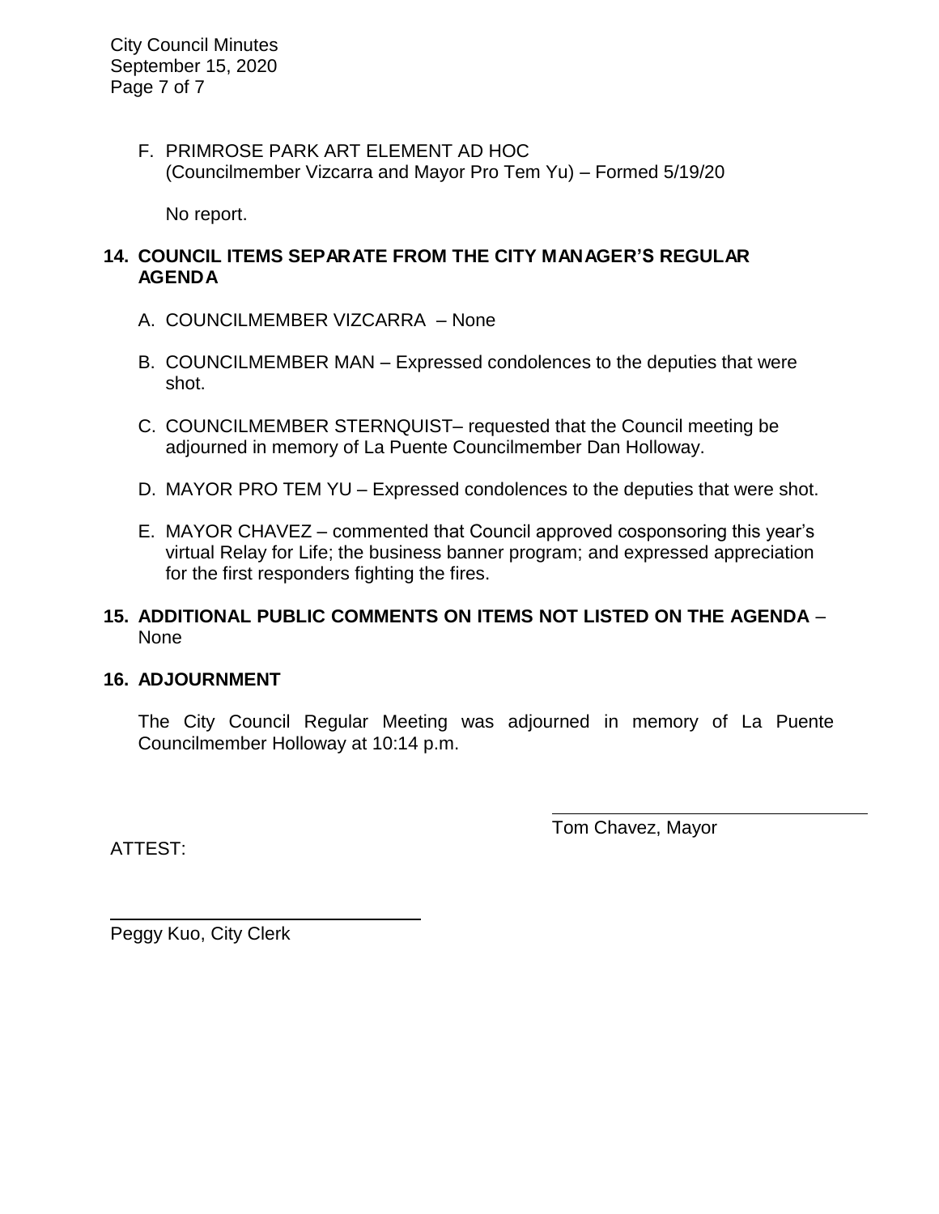F. PRIMROSE PARK ART ELEMENT AD HOC (Councilmember Vizcarra and Mayor Pro Tem Yu) – Formed 5/19/20

No report.

**14. COUNCIL ITEMS SEPARATE FROM THE CITY MANAGER'S REGULAR AGENDA**

A. COUNCILMEMBER VIZCARRA – None

B. COUNCILMEMBER MAN – Expressed condolences to the deputies that were shot.

C. COUNCILMEMBER STERNQUIST– requested that the Council meeting be adjourned in memory of La Puente Councilmember Dan Holloway.

D. MAYOR PRO TEM YU – Expressed condolences to the deputies that were shot.

E. MAYOR CHAVEZ – commented that Council approved cosponsoring this year's virtual Relay for Life; the business banner program; and expressed appreciation for the first responders fighting the fires.

**15. ADDITIONAL PUBLIC COMMENTS ON ITEMS NOT LISTED ON THE AGENDA** – None

**16. ADJOURNMENT**

The City Council Regular Meeting was adjourned in memory of La Puente Councilmember Holloway at 10:14 p.m.

Tom Chavez, Mayor

ATTEST:

Peggy Kuo, City Clerk